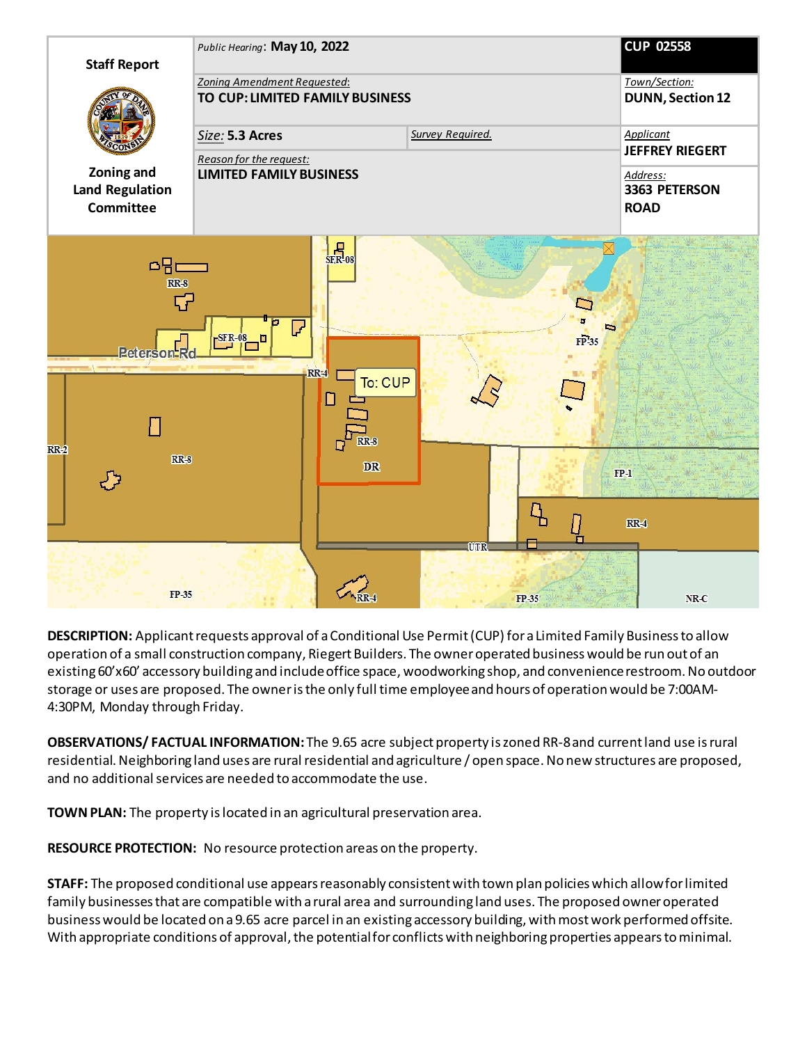| Staff Report | Public Hearing: **May 10, 2022** | | **CUP 02558** |
|---|---|---|---|
| | Zoning Amendment Requested: **TO CUP: LIMITED FAMILY BUSINESS** | | Town/Section: **DUNN, Section 12** |
| | Size: **5.3 Acres** | Survey Required. | Applicant **JEFFREY RIEGERT** |
| **Zoning and Land Regulation Committee** | Reason for the request: **LIMITED FAMILY BUSINESS** | | Address: **3363 PETERSON ROAD** |

**DESCRIPTION:** Applicant requests approval of a Conditional Use Permit (CUP) for a Limited Family Business to allow operation of a small construction company, Riegert Builders. The owner operated business would be run out of an existing 60'x60' accessory building and include office space, woodworking shop, and convenience restroom. No outdoor storage or uses are proposed. The owner is the only full time employee and hours of operation would be 7:00AM-4:30PM, Monday through Friday.

**OBSERVATIONS/ FACTUAL INFORMATION:** The 9.65 acre subject property is zoned RR-8 and current land use is rural residential. Neighboring land uses are rural residential and agriculture / open space. No new structures are proposed, and no additional services are needed to accommodate the use.

**TOWN PLAN:** The property is located in an agricultural preservation area.

**RESOURCE PROTECTION:** No resource protection areas on the property.

**STAFF:** The proposed conditional use appears reasonably consistent with town plan policies which allow for limited family businesses that are compatible with a rural area and surrounding land uses. The proposed owner operated business would be located on a 9.65 acre parcel in an existing accessory building, with most work performed offsite. With appropriate conditions of approval, the potential for conflicts with neighboring properties appears to minimal.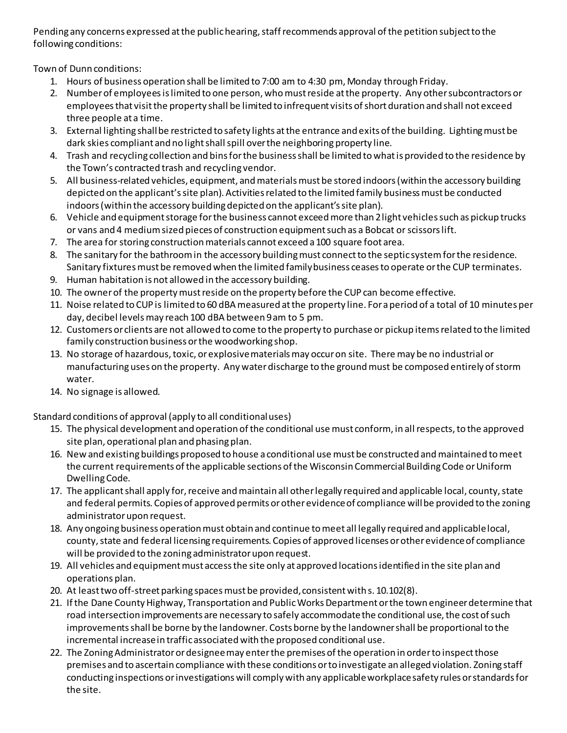Pending any concerns expressed at the public hearing, staff recommends approval of the petition subject to the following conditions:

Town of Dunn conditions:

1. Hours of business operation shall be limited to 7:00 am to 4:30 pm, Monday through Friday.
2. Number of employees is limited to one person, who must reside at the property. Any other subcontractors or employees that visit the property shall be limited to infrequent visits of short duration and shall not exceed three people at a time.
3. External lighting shall be restricted to safety lights at the entrance and exits of the building. Lighting must be dark skies compliant and no light shall spill over the neighboring property line.
4. Trash and recycling collection and bins for the business shall be limited to what is provided to the residence by the Town's contracted trash and recycling vendor.
5. All business-related vehicles, equipment, and materials must be stored indoors (within the accessory building depicted on the applicant's site plan). Activities related to the limited family business must be conducted indoors (within the accessory building depicted on the applicant's site plan).
6. Vehicle and equipment storage for the business cannot exceed more than 2 light vehicles such as pickup trucks or vans and 4 medium sized pieces of construction equipment such as a Bobcat or scissors lift.
7. The area for storing construction materials cannot exceed a 100 square foot area.
8. The sanitary for the bathroom in the accessory building must connect to the septic system for the residence. Sanitary fixtures must be removed when the limited family business ceases to operate or the CUP terminates.
9. Human habitation is not allowed in the accessory building.
10. The owner of the property must reside on the property before the CUP can become effective.
11. Noise related to CUP is limited to 60 dBA measured at the property line. For a period of a total of 10 minutes per day, decibel levels may reach 100 dBA between 9 am to 5 pm.
12. Customers or clients are not allowed to come to the property to purchase or pickup items related to the limited family construction business or the woodworking shop.
13. No storage of hazardous, toxic, or explosive materials may occur on site. There may be no industrial or manufacturing uses on the property. Any water discharge to the ground must be composed entirely of storm water.
14. No signage is allowed.

Standard conditions of approval (apply to all conditional uses)

15. The physical development and operation of the conditional use must conform, in all respects, to the approved site plan, operational plan and phasing plan.
16. New and existing buildings proposed to house a conditional use must be constructed and maintained to meet the current requirements of the applicable sections of the Wisconsin Commercial Building Code or Uniform Dwelling Code.
17. The applicant shall apply for, receive and maintain all other legally required and applicable local, county, state and federal permits. Copies of approved permits or other evidence of compliance will be provided to the zoning administrator upon request.
18. Any ongoing business operation must obtain and continue to meet all legally required and applicable local, county, state and federal licensing requirements. Copies of approved licenses or other evidence of compliance will be provided to the zoning administrator upon request.
19. All vehicles and equipment must access the site only at approved locations identified in the site plan and operations plan.
20. At least two off-street parking spaces must be provided, consistent with s. 10.102(8).
21. If the Dane County Highway, Transportation and Public Works Department or the town engineer determine that road intersection improvements are necessary to safely accommodate the conditional use, the cost of such improvements shall be borne by the landowner. Costs borne by the landowner shall be proportional to the incremental increase in traffic associated with the proposed conditional use.
22. The Zoning Administrator or designee may enter the premises of the operation in order to inspect those premises and to ascertain compliance with these conditions or to investigate an alleged violation. Zoning staff conducting inspections or investigations will comply with any applicable workplace safety rules or standards for the site.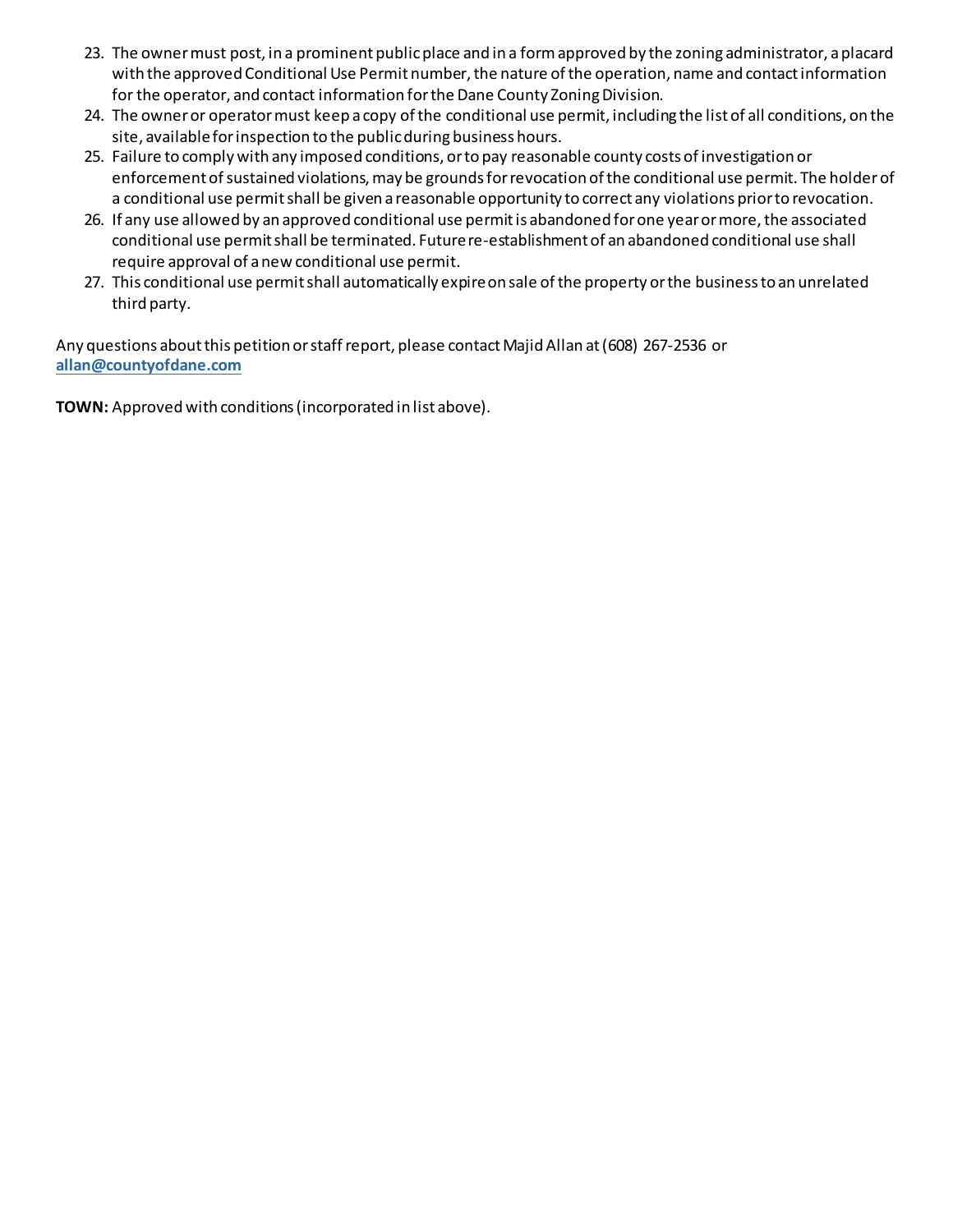23. The owner must post, in a prominent public place and in a form approved by the zoning administrator, a placard with the approved Conditional Use Permit number, the nature of the operation, name and contact information for the operator, and contact information for the Dane County Zoning Division.
24. The owner or operator must keep a copy of the conditional use permit, including the list of all conditions, on the site, available for inspection to the public during business hours.
25. Failure to comply with any imposed conditions, or to pay reasonable county costs of investigation or enforcement of sustained violations, may be grounds for revocation of the conditional use permit. The holder of a conditional use permit shall be given a reasonable opportunity to correct any violations prior to revocation.
26. If any use allowed by an approved conditional use permit is abandoned for one year or more, the associated conditional use permit shall be terminated. Future re-establishment of an abandoned conditional use shall require approval of a new conditional use permit.
27. This conditional use permit shall automatically expire on sale of the property or the business to an unrelated third party.

Any questions about this petition or staff report, please contact Majid Allan at (608) 267-2536 or **allan@countyofdane.com**

**TOWN:** Approved with conditions (incorporated in list above).